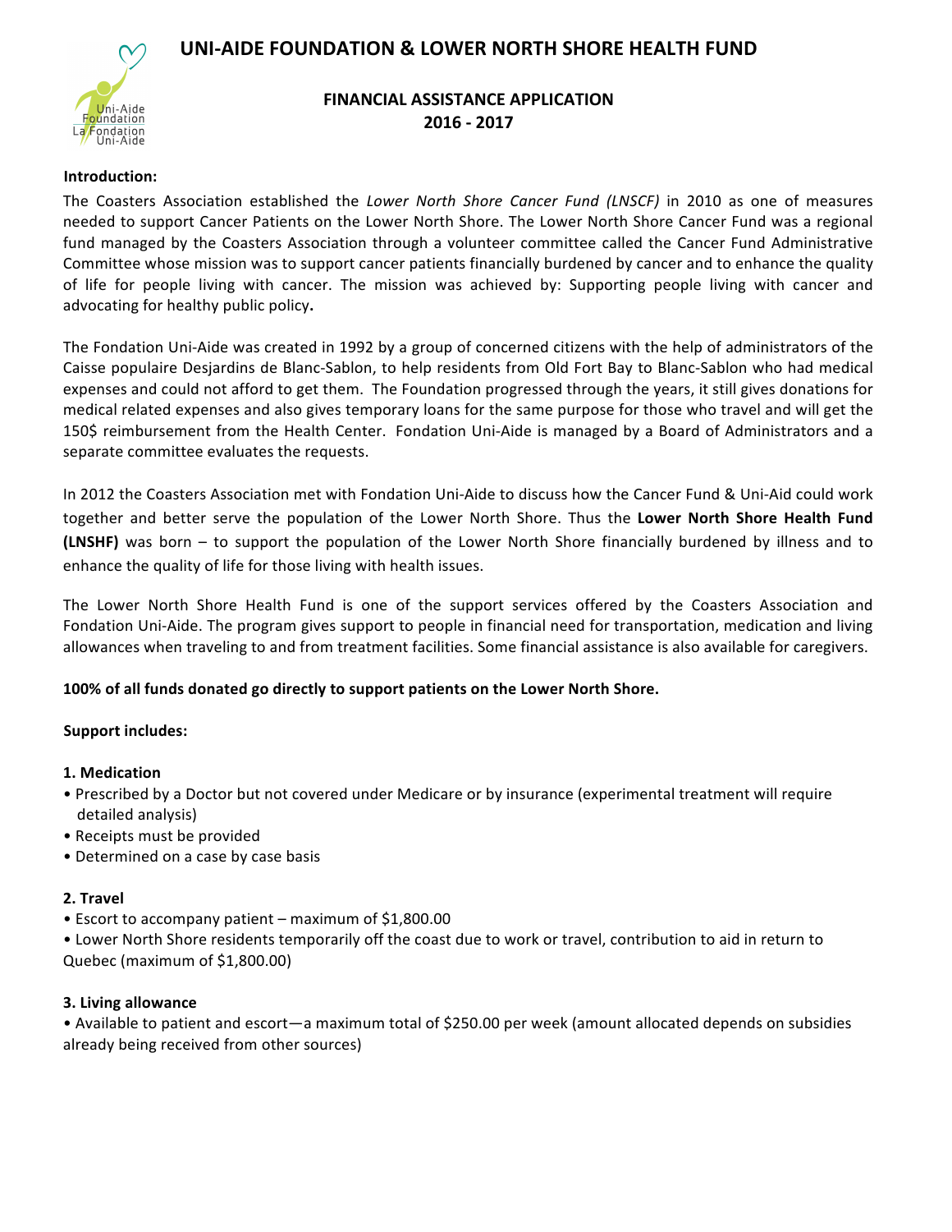# UNI-AIDE FOUNDATION & LOWER NORTH SHORE HEALTH FUND

## FINANCIAL ASSISTANCE APPLICATION
## 2016 - 2017

**Introduction:**

The Coasters Association established the *Lower North Shore Cancer Fund (LNSCF)* in 2010 as one of measures needed to support Cancer Patients on the Lower North Shore. The Lower North Shore Cancer Fund was a regional fund managed by the Coasters Association through a volunteer committee called the Cancer Fund Administrative Committee whose mission was to support cancer patients financially burdened by cancer and to enhance the quality of life for people living with cancer. The mission was achieved by: Supporting people living with cancer and advocating for healthy public policy**.**

The Fondation Uni-Aide was created in 1992 by a group of concerned citizens with the help of administrators of the Caisse populaire Desjardins de Blanc-Sablon, to help residents from Old Fort Bay to Blanc-Sablon who had medical expenses and could not afford to get them. The Foundation progressed through the years, it still gives donations for medical related expenses and also gives temporary loans for the same purpose for those who travel and will get the 150$ reimbursement from the Health Center. Fondation Uni-Aide is managed by a Board of Administrators and a separate committee evaluates the requests.

In 2012 the Coasters Association met with Fondation Uni-Aide to discuss how the Cancer Fund & Uni-Aid could work together and better serve the population of the Lower North Shore. Thus the **Lower North Shore Health Fund (LNSHF)** was born – to support the population of the Lower North Shore financially burdened by illness and to enhance the quality of life for those living with health issues.

The Lower North Shore Health Fund is one of the support services offered by the Coasters Association and Fondation Uni-Aide. The program gives support to people in financial need for transportation, medication and living allowances when traveling to and from treatment facilities. Some financial assistance is also available for caregivers.

**100% of all funds donated go directly to support patients on the Lower North Shore.**

**Support includes:**

**1. Medication**

- Prescribed by a Doctor but not covered under Medicare or by insurance (experimental treatment will require detailed analysis)
- Receipts must be provided
- Determined on a case by case basis

**2. Travel**

- Escort to accompany patient – maximum of $1,800.00
- Lower North Shore residents temporarily off the coast due to work or travel, contribution to aid in return to Quebec (maximum of $1,800.00)

**3. Living allowance**

- Available to patient and escort—a maximum total of $250.00 per week (amount allocated depends on subsidies already being received from other sources)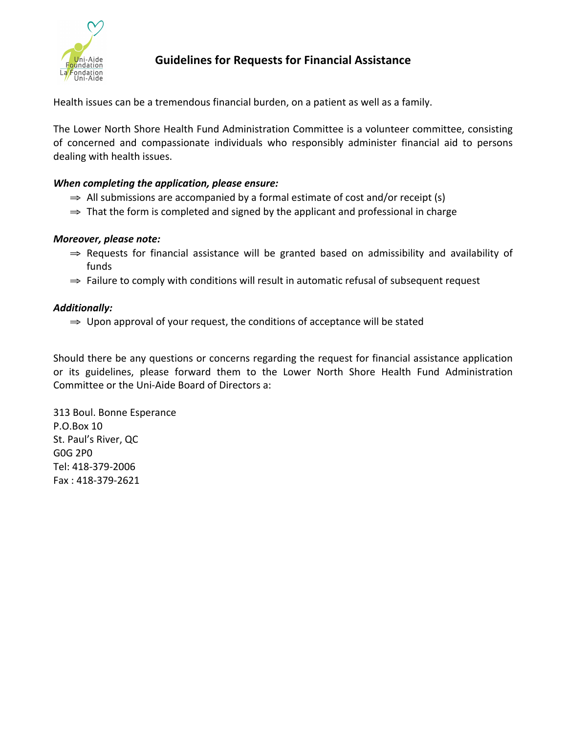## Guidelines for Requests for Financial Assistance

Health issues can be a tremendous financial burden, on a patient as well as a family.

The Lower North Shore Health Fund Administration Committee is a volunteer committee, consisting of concerned and compassionate individuals who responsibly administer financial aid to persons dealing with health issues.

***When completing the application, please ensure:***

- ⇒ All submissions are accompanied by a formal estimate of cost and/or receipt (s)
- ⇒ That the form is completed and signed by the applicant and professional in charge

***Moreover, please note:***

- ⇒ Requests for financial assistance will be granted based on admissibility and availability of funds
- ⇒ Failure to comply with conditions will result in automatic refusal of subsequent request

***Additionally:***

- ⇒ Upon approval of your request, the conditions of acceptance will be stated

Should there be any questions or concerns regarding the request for financial assistance application or its guidelines, please forward them to the Lower North Shore Health Fund Administration Committee or the Uni-Aide Board of Directors a:

313 Boul. Bonne Esperance
P.O.Box 10
St. Paul's River, QC
G0G 2P0
Tel: 418-379-2006
Fax : 418-379-2621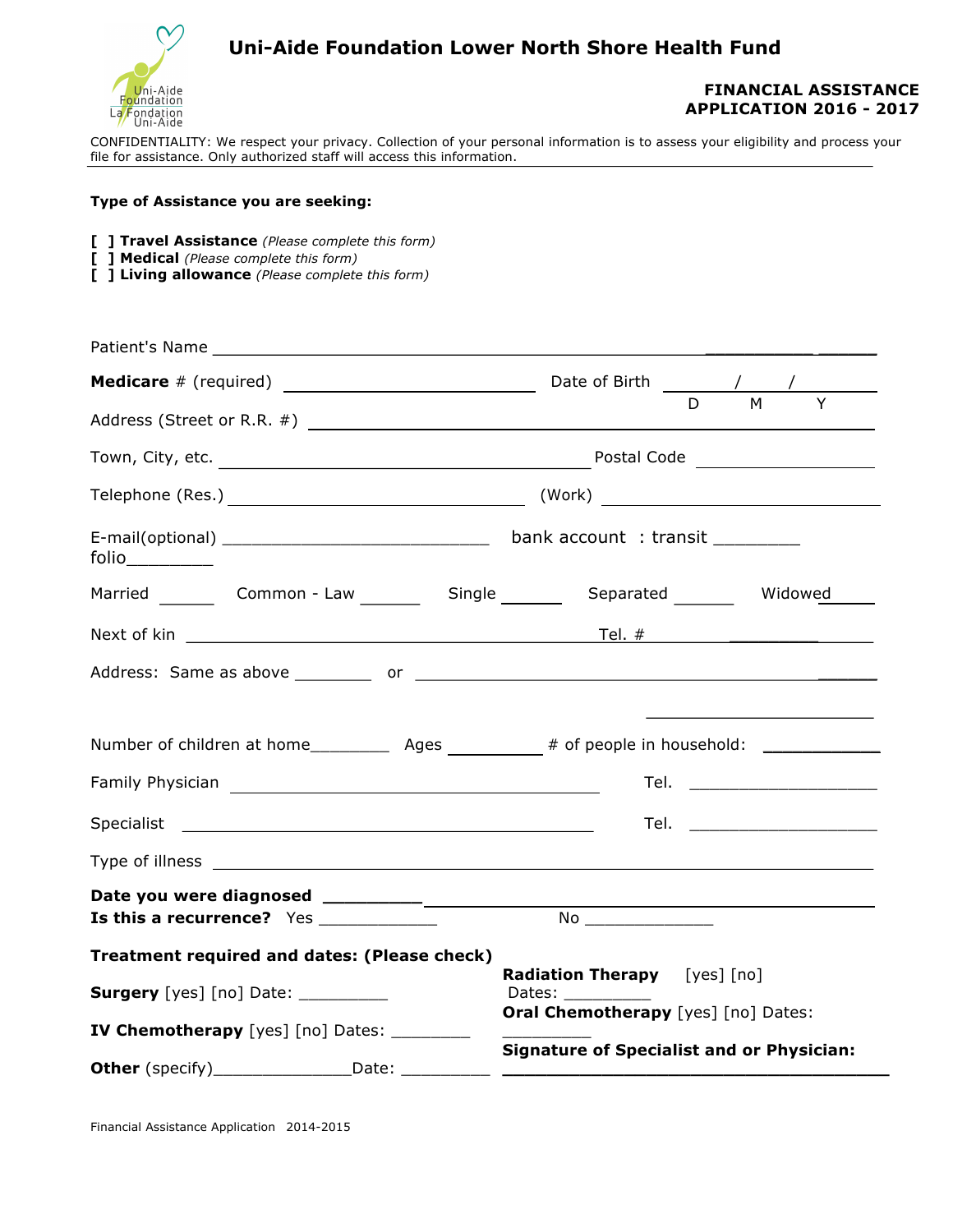# Uni-Aide Foundation Lower North Shore Health Fund

**FINANCIAL ASSISTANCE APPLICATION 2016 - 2017**

CONFIDENTIALITY: We respect your privacy. Collection of your personal information is to assess your eligibility and process your file for assistance. Only authorized staff will access this information.

**Type of Assistance you are seeking:**

**[ ] Travel Assistance** *(Please complete this form)*
**[ ] Medical** *(Please complete this form)*
**[ ] Living allowance** *(Please complete this form)*

Patient's Name ____________________________________________

**Medicare** # (required) ______________________ Date of Birth ____ / ____ / ____
D M Y

Address (Street or R.R. #) ____________________________________________

Town, City, etc. ______________________________ Postal Code ______________

Telephone (Res.) ______________________ (Work) ______________________

E-mail(optional) ___________________________ bank account : transit _________ folio_________

Married ______ Common - Law ______ Single ______ Separated ______ Widowed _____

Next of kin ______________________________________ Tel. # ______________

Address: Same as above ________ or ____________________________________________

Number of children at home________ Ages __________ # of people in household: ___________

Family Physician ______________________________________ Tel. ___________________

Specialist ______________________________________ Tel. ___________________

Type of illness ____________________________________________

**Date you were diagnosed** __________________________________________
**Is this a recurrence?** Yes ____________ No _____________

**Treatment required and dates: (Please check)**

**Surgery** [yes] [no] Date: _________

**IV Chemotherapy** [yes] [no] Dates: ________

**Other** (specify)______________Date: _________

**Radiation Therapy** [yes] [no]
Dates: _________

**Oral Chemotherapy** [yes] [no] Dates: _________

**Signature of Specialist and or Physician:** ______________________________________

Financial Assistance Application 2014-2015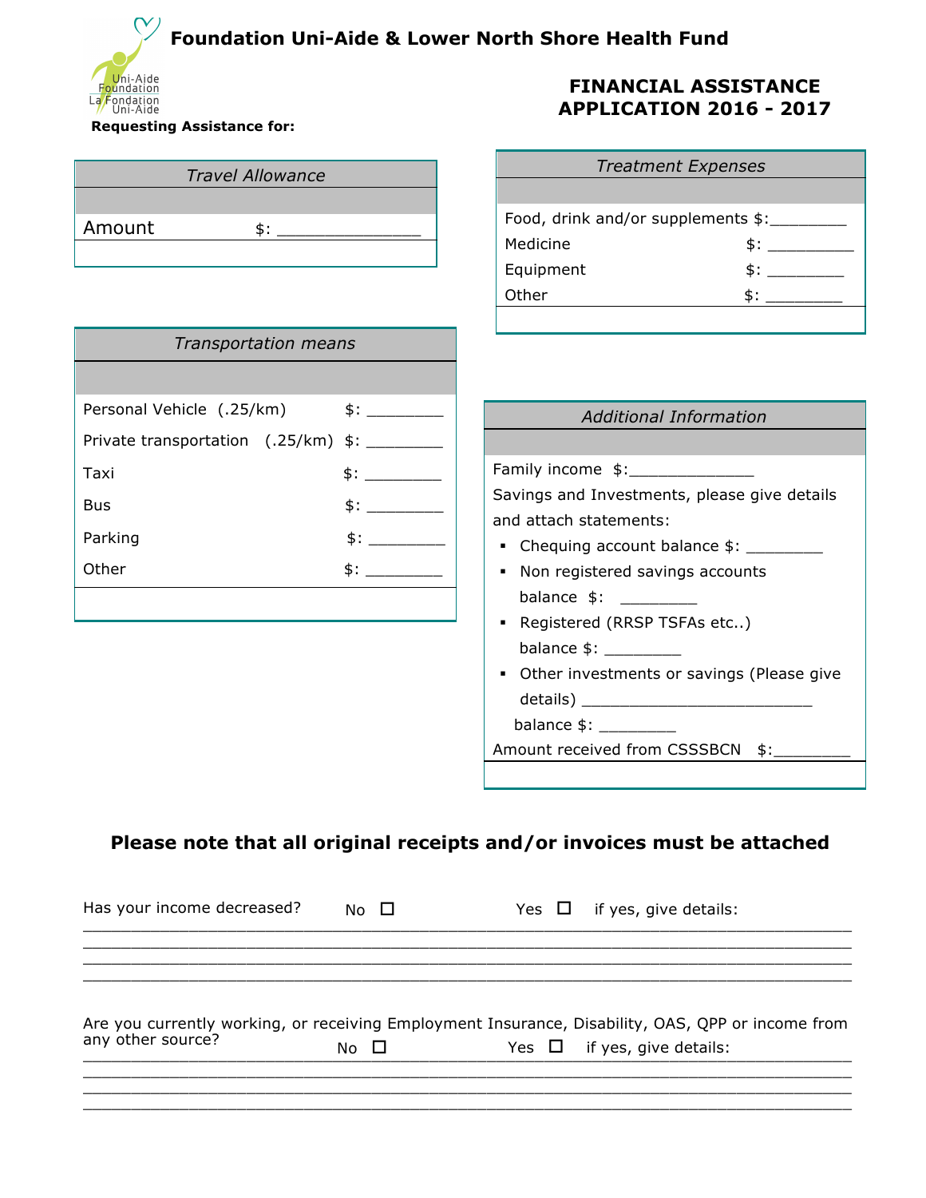# Foundation Uni-Aide & Lower North Shore Health Fund

## FINANCIAL ASSISTANCE APPLICATION 2016 - 2017

**Requesting Assistance for:**

| *Travel Allowance* | |
|---|---|
| Amount | $: ________________ |

| *Treatment Expenses* | |
|---|---|
| Food, drink and/or supplements | $:________ |
| Medicine | $: _________ |
| Equipment | $: ________ |
| Other | $: ________ |

| *Transportation means* | |
|---|---|
| Personal Vehicle (.25/km) | $: ________ |
| Private transportation (.25/km) | $: ________ |
| Taxi | $: ________ |
| Bus | $: ________ |
| Parking | $: ________ |
| Other | $: ________ |

| *Additional Information* |
|---|
| Family income $:_____________ |
| Savings and Investments, please give details and attach statements: |
| ▪ Chequing account balance $: ________ |
| ▪ Non registered savings accounts balance $: ________ |
| ▪ Registered (RRSP TSFAs etc..) balance $: ________ |
| ▪ Other investments or savings (Please give details) ________________________ balance $: ________ |
| Amount received from CSSSBCN $:________ |

**Please note that all original receipts and/or invoices must be attached**

Has your income decreased? No ☐ Yes ☐ if yes, give details:

________________________________________________________________________________
________________________________________________________________________________
________________________________________________________________________________
________________________________________________________________________________

Are you currently working, or receiving Employment Insurance, Disability, OAS, QPP or income from any other source? No ☐ Yes ☐ if yes, give details:

________________________________________________________________________________
________________________________________________________________________________
________________________________________________________________________________
________________________________________________________________________________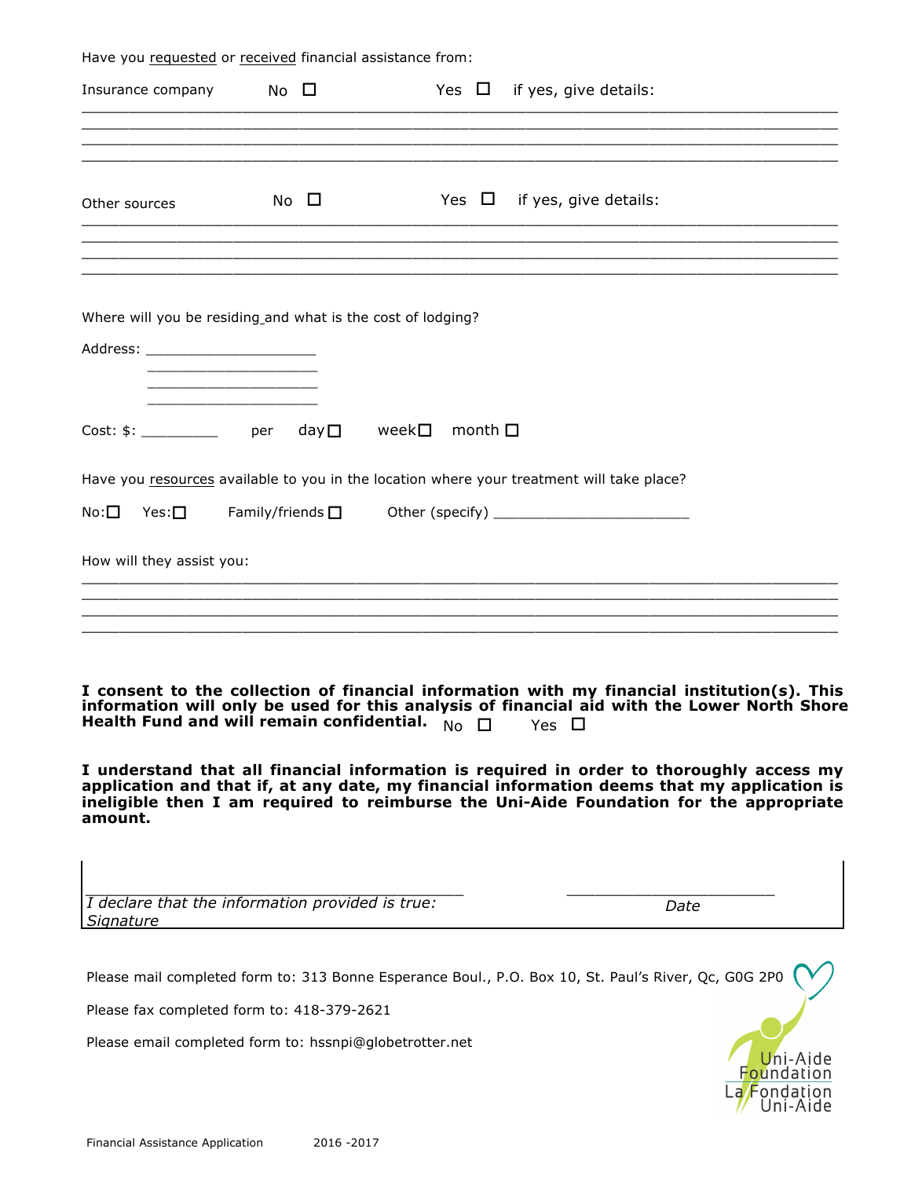Have you <u>requested</u> or <u>received</u> financial assistance from:

Insurance company No ☐ Yes ☐ if yes, give details:

\_\_\_\_\_\_\_\_\_\_\_\_\_\_\_\_\_\_\_\_\_\_\_\_\_\_\_\_\_\_\_\_\_\_\_\_\_\_\_\_\_\_\_\_\_\_\_\_\_\_\_\_\_\_\_\_\_\_\_\_\_\_\_\_\_\_\_\_\_\_\_\_\_\_
\_\_\_\_\_\_\_\_\_\_\_\_\_\_\_\_\_\_\_\_\_\_\_\_\_\_\_\_\_\_\_\_\_\_\_\_\_\_\_\_\_\_\_\_\_\_\_\_\_\_\_\_\_\_\_\_\_\_\_\_\_\_\_\_\_\_\_\_\_\_\_\_\_\_
\_\_\_\_\_\_\_\_\_\_\_\_\_\_\_\_\_\_\_\_\_\_\_\_\_\_\_\_\_\_\_\_\_\_\_\_\_\_\_\_\_\_\_\_\_\_\_\_\_\_\_\_\_\_\_\_\_\_\_\_\_\_\_\_\_\_\_\_\_\_\_\_\_\_
\_\_\_\_\_\_\_\_\_\_\_\_\_\_\_\_\_\_\_\_\_\_\_\_\_\_\_\_\_\_\_\_\_\_\_\_\_\_\_\_\_\_\_\_\_\_\_\_\_\_\_\_\_\_\_\_\_\_\_\_\_\_\_\_\_\_\_\_\_\_\_\_\_\_

Other sources No ☐ Yes ☐ if yes, give details:

\_\_\_\_\_\_\_\_\_\_\_\_\_\_\_\_\_\_\_\_\_\_\_\_\_\_\_\_\_\_\_\_\_\_\_\_\_\_\_\_\_\_\_\_\_\_\_\_\_\_\_\_\_\_\_\_\_\_\_\_\_\_\_\_\_\_\_\_\_\_\_\_\_\_
\_\_\_\_\_\_\_\_\_\_\_\_\_\_\_\_\_\_\_\_\_\_\_\_\_\_\_\_\_\_\_\_\_\_\_\_\_\_\_\_\_\_\_\_\_\_\_\_\_\_\_\_\_\_\_\_\_\_\_\_\_\_\_\_\_\_\_\_\_\_\_\_\_\_
\_\_\_\_\_\_\_\_\_\_\_\_\_\_\_\_\_\_\_\_\_\_\_\_\_\_\_\_\_\_\_\_\_\_\_\_\_\_\_\_\_\_\_\_\_\_\_\_\_\_\_\_\_\_\_\_\_\_\_\_\_\_\_\_\_\_\_\_\_\_\_\_\_\_
\_\_\_\_\_\_\_\_\_\_\_\_\_\_\_\_\_\_\_\_\_\_\_\_\_\_\_\_\_\_\_\_\_\_\_\_\_\_\_\_\_\_\_\_\_\_\_\_\_\_\_\_\_\_\_\_\_\_\_\_\_\_\_\_\_\_\_\_\_\_\_\_\_\_

Where will you be residing and what is the cost of lodging?

Address: \_\_\_\_\_\_\_\_\_\_\_\_\_\_\_\_\_\_\_\_
\_\_\_\_\_\_\_\_\_\_\_\_\_\_\_\_\_\_\_\_
\_\_\_\_\_\_\_\_\_\_\_\_\_\_\_\_\_\_\_\_
\_\_\_\_\_\_\_\_\_\_\_\_\_\_\_\_\_\_\_\_

Cost: $: \_\_\_\_\_\_\_\_\_ per day ☐ week ☐ month ☐

Have you <u>resources</u> available to you in the location where your treatment will take place?

No: ☐ Yes: ☐ Family/friends ☐ Other (specify) \_\_\_\_\_\_\_\_\_\_\_\_\_\_\_\_\_\_\_\_\_\_\_

How will they assist you:

\_\_\_\_\_\_\_\_\_\_\_\_\_\_\_\_\_\_\_\_\_\_\_\_\_\_\_\_\_\_\_\_\_\_\_\_\_\_\_\_\_\_\_\_\_\_\_\_\_\_\_\_\_\_\_\_\_\_\_\_\_\_\_\_\_\_\_\_\_\_\_\_\_\_
\_\_\_\_\_\_\_\_\_\_\_\_\_\_\_\_\_\_\_\_\_\_\_\_\_\_\_\_\_\_\_\_\_\_\_\_\_\_\_\_\_\_\_\_\_\_\_\_\_\_\_\_\_\_\_\_\_\_\_\_\_\_\_\_\_\_\_\_\_\_\_\_\_\_
\_\_\_\_\_\_\_\_\_\_\_\_\_\_\_\_\_\_\_\_\_\_\_\_\_\_\_\_\_\_\_\_\_\_\_\_\_\_\_\_\_\_\_\_\_\_\_\_\_\_\_\_\_\_\_\_\_\_\_\_\_\_\_\_\_\_\_\_\_\_\_\_\_\_
\_\_\_\_\_\_\_\_\_\_\_\_\_\_\_\_\_\_\_\_\_\_\_\_\_\_\_\_\_\_\_\_\_\_\_\_\_\_\_\_\_\_\_\_\_\_\_\_\_\_\_\_\_\_\_\_\_\_\_\_\_\_\_\_\_\_\_\_\_\_\_\_\_\_

**I consent to the collection of financial information with my financial institution(s). This information will only be used for this analysis of financial aid with the Lower North Shore Health Fund and will remain confidential.** No ☐ Yes ☐

**I understand that all financial information is required in order to thoroughly access my application and that if, at any date, my financial information deems that my application is ineligible then I am required to reimburse the Uni-Aide Foundation for the appropriate amount.**

\_\_\_\_\_\_\_\_\_\_\_\_\_\_\_\_\_\_\_\_\_\_\_\_\_\_\_\_\_\_\_\_\_\_\_\_\_\_\_\_ \_\_\_\_\_\_\_\_\_\_\_\_\_\_\_\_\_\_\_\_\_\_\_\_

*I declare that the information provided is true: Signature* *Date*

Please mail completed form to: 313 Bonne Esperance Boul., P.O. Box 10, St. Paul's River, Qc, G0G 2P0

Please fax completed form to: 418-379-2621

Please email completed form to: hssnpi@globetrotter.net

Uni-Aide Foundation
La Fondation Uni-Aide

Financial Assistance Application 2016 -2017